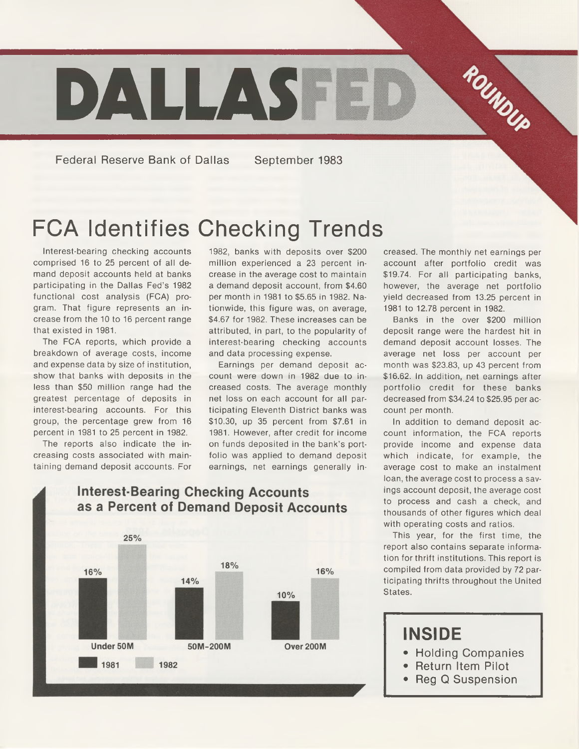# DALLASFED ROUNDUP

Federal Reserve Bank of Dallas September 1983

# FCA Identifies Checking Trends

Interest-bearing checking accounts comprised 16 to 25 percent of all demand deposit accounts held at banks participating in the Dallas Fed's 1982 functional cost analysis (FCA) program. That figure represents an increase from the 10 to 16 percent range that existed in 1981.

The FCA reports, which provide a breakdown of average costs, income and expense data by size of institution, show that banks with deposits in the less than $50 million range had the greatest percentage of deposits in interest-bearing accounts. For this group, the percentage grew from 16 percent in 1981 to 25 percent in 1982.

The reports also indicate the increasing costs associated with maintaining demand deposit accounts. For 1982, banks with deposits over $200 million experienced a 23 percent increase in the average cost to maintain a demand deposit account, from $4.60 per month in 1981 to $5.65 in 1982. Nationwide, this figure was, on average, $4.67 for 1982. These increases can be attributed, in part, to the popularity of interest-bearing checking accounts and data processing expense.

Earnings per demand deposit account were down in 1982 due to increased costs. The average monthly net loss on each account for all participating Eleventh District banks was $10.30, up 35 percent from $7.61 in 1981. However, after credit for income on funds deposited in the bank's portfolio was applied to demand deposit earnings, net earnings generally increased. The monthly net earnings per account after portfolio credit was $19.74. For all participating banks, however, the average net portfolio yield decreased from 13.25 percent in 1981 to 12.78 percent in 1982.

Banks in the over $200 million deposit range were the hardest hit in demand deposit account losses. The average net loss per account per month was $23.83, up 43 percent from $16.62. In addition, net earnings after portfolio credit for these banks decreased from $34.24 to $25.95 per account per month.

In addition to demand deposit account information, the FCA reports provide income and expense data which indicate, for example, the average cost to make an instalment loan, the average cost to process a savings account deposit, the average cost to process and cash a check, and thousands of other figures which deal with operating costs and ratios.

This year, for the first time, the report also contains separate information for thrift institutions. This report is compiled from data provided by 72 participating thrifts throughout the United States.

**Interest-Bearing Checking Accounts as a Percent of Demand Deposit Accounts**

| | 1981 | 1982 |
|---|---|---|
| Under 50M | 16% | 25% |
| 50M-200M | 14% | 18% |
| Over 200M | 10% | 16% |

## INSIDE

- Holding Companies
- Return Item Pilot
- Reg Q Suspension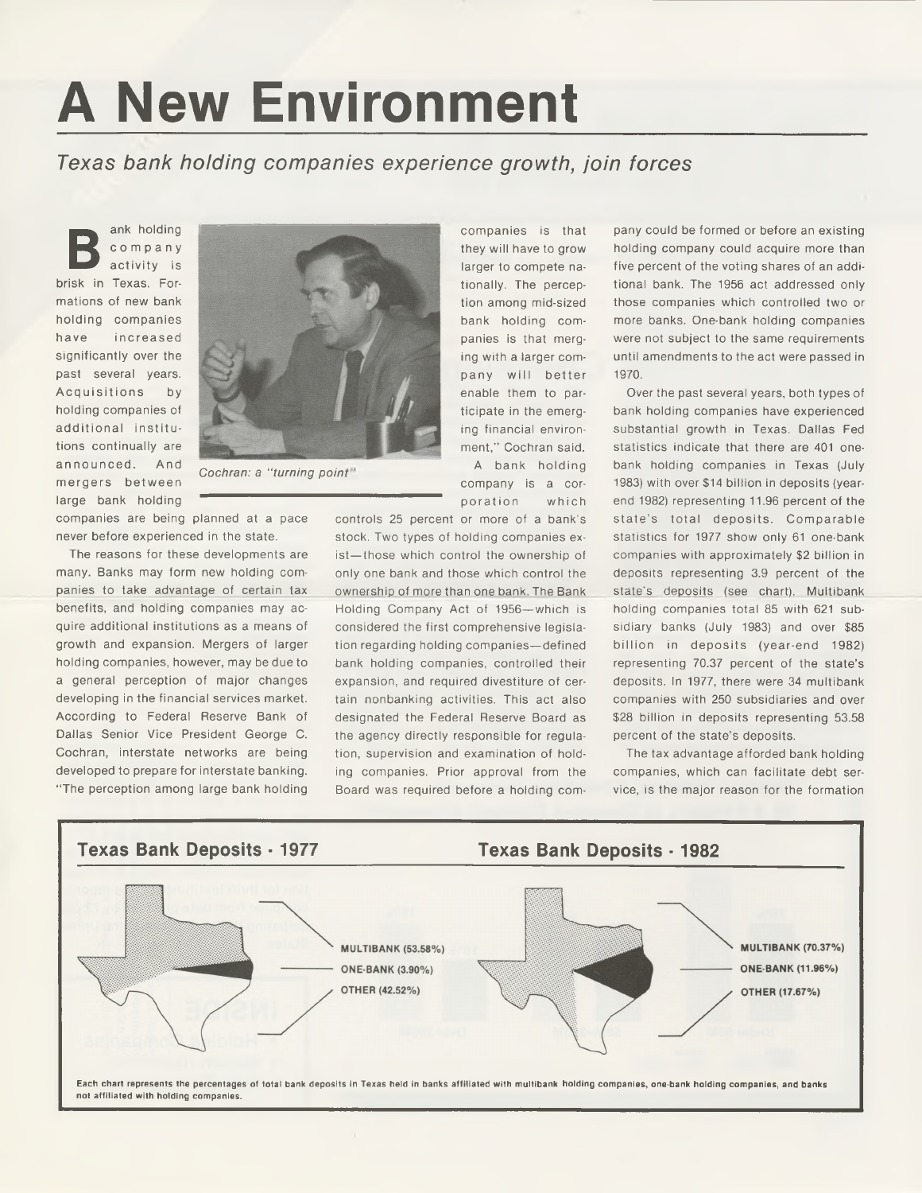# A New Environment

*Texas bank holding companies experience growth, join forces*

Bank holding company activity is brisk in Texas. Formations of new bank holding companies have increased significantly over the past several years. Acquisitions by holding companies of additional institutions continually are announced. And mergers between large bank holding companies are being planned at a pace never before experienced in the state.

*Cochran: a "turning point"*

The reasons for these developments are many. Banks may form new holding companies to take advantage of certain tax benefits, and holding companies may acquire additional institutions as a means of growth and expansion. Mergers of larger holding companies, however, may be due to a general perception of major changes developing in the financial services market. According to Federal Reserve Bank of Dallas Senior Vice President George C. Cochran, interstate networks are being developed to prepare for interstate banking. "The perception among large bank holding companies is that they will have to grow larger to compete nationally. The perception among mid-sized bank holding companies is that merging with a larger company will better enable them to participate in the emerging financial environment," Cochran said.

A bank holding company is a corporation which controls 25 percent or more of a bank's stock. Two types of holding companies exist—those which control the ownership of only one bank and those which control the ownership of more than one bank. The Bank Holding Company Act of 1956—which is considered the first comprehensive legislation regarding holding companies—defined bank holding companies, controlled their expansion, and required divestiture of certain nonbanking activities. This act also designated the Federal Reserve Board as the agency directly responsible for regulation, supervision and examination of holding companies. Prior approval from the Board was required before a holding company could be formed or before an existing holding company could acquire more than five percent of the voting shares of an additional bank. The 1956 act addressed only those companies which controlled two or more banks. One-bank holding companies were not subject to the same requirements until amendments to the act were passed in 1970.

Over the past several years, both types of bank holding companies have experienced substantial growth in Texas. Dallas Fed statistics indicate that there are 401 one-bank holding companies in Texas (July 1983) with over $14 billion in deposits (year-end 1982) representing 11.96 percent of the state's total deposits. Comparable statistics for 1977 show only 61 one-bank companies with approximately $2 billion in deposits representing 3.9 percent of the state's deposits (see chart). Multibank holding companies total 85 with 621 subsidiary banks (July 1983) and over $85 billion in deposits (year-end 1982) representing 70.37 percent of the state's deposits. In 1977, there were 34 multibank companies with 250 subsidiaries and over $28 billion in deposits representing 53.58 percent of the state's deposits.

The tax advantage afforded bank holding companies, which can facilitate debt service, is the major reason for the formation

**Texas Bank Deposits - 1977**

- MULTIBANK (53.58%)
- ONE-BANK (3.90%)
- OTHER (42.52%)

**Texas Bank Deposits - 1982**

- MULTIBANK (70.37%)
- ONE-BANK (11.96%)
- OTHER (17.67%)

Each chart represents the percentages of total bank deposits in Texas held in banks affiliated with multibank holding companies, one-bank holding companies, and banks not affiliated with holding companies.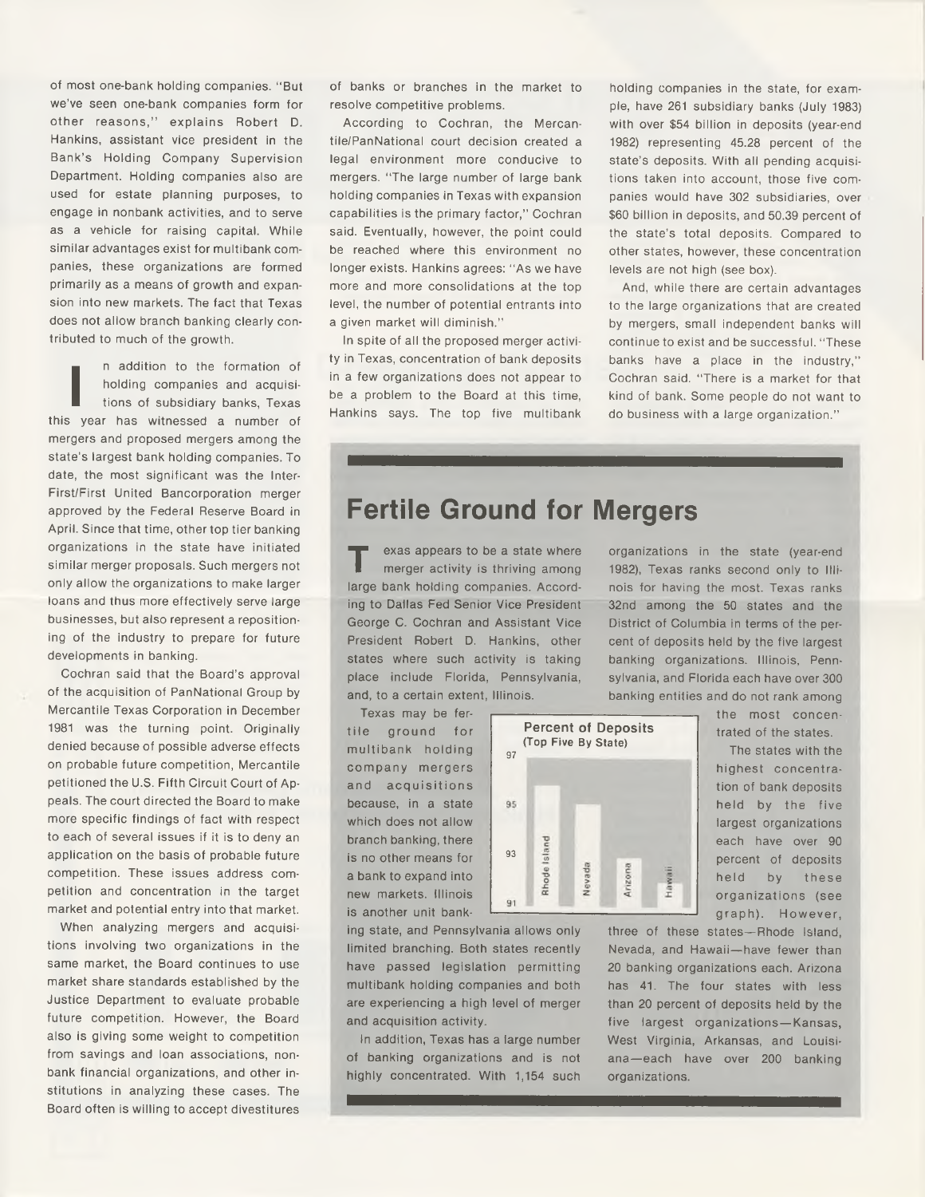of most one-bank holding companies. "But we've seen one-bank companies form for other reasons," explains Robert D. Hankins, assistant vice president in the Bank's Holding Company Supervision Department. Holding companies also are used for estate planning purposes, to engage in nonbank activities, and to serve as a vehicle for raising capital. While similar advantages exist for multibank companies, these organizations are formed primarily as a means of growth and expansion into new markets. The fact that Texas does not allow branch banking clearly contributed to much of the growth.

In addition to the formation of holding companies and acquisitions of subsidiary banks, Texas this year has witnessed a number of mergers and proposed mergers among the state's largest bank holding companies. To date, the most significant was the InterFirst/First United Bancorporation merger approved by the Federal Reserve Board in April. Since that time, other top tier banking organizations in the state have initiated similar merger proposals. Such mergers not only allow the organizations to make larger loans and thus more effectively serve large businesses, but also represent a repositioning of the industry to prepare for future developments in banking.

Cochran said that the Board's approval of the acquisition of PanNational Group by Mercantile Texas Corporation in December 1981 was the turning point. Originally denied because of possible adverse effects on probable future competition, Mercantile petitioned the U.S. Fifth Circuit Court of Appeals. The court directed the Board to make more specific findings of fact with respect to each of several issues if it is to deny an application on the basis of probable future competition. These issues address competition and concentration in the target market and potential entry into that market.

When analyzing mergers and acquisitions involving two organizations in the same market, the Board continues to use market share standards established by the Justice Department to evaluate probable future competition. However, the Board also is giving some weight to competition from savings and loan associations, nonbank financial organizations, and other institutions in analyzing these cases. The Board often is willing to accept divestitures of banks or branches in the market to resolve competitive problems.

According to Cochran, the Mercantile/PanNational court decision created a legal environment more conducive to mergers. "The large number of large bank holding companies in Texas with expansion capabilities is the primary factor," Cochran said. Eventually, however, the point could be reached where this environment no longer exists. Hankins agrees: "As we have more and more consolidations at the top level, the number of potential entrants into a given market will diminish."

In spite of all the proposed merger activity in Texas, concentration of bank deposits in a few organizations does not appear to be a problem to the Board at this time, Hankins says. The top five multibank holding companies in the state, for example, have 261 subsidiary banks (July 1983) with over $54 billion in deposits (year-end 1982) representing 45.28 percent of the state's deposits. With all pending acquisitions taken into account, those five companies would have 302 subsidiaries, over $60 billion in deposits, and 50.39 percent of the state's total deposits. Compared to other states, however, these concentration levels are not high (see box).

And, while there are certain advantages to the large organizations that are created by mergers, small independent banks will continue to exist and be successful. "These banks have a place in the industry," Cochran said. "There is a market for that kind of bank. Some people do not want to do business with a large organization."

## Fertile Ground for Mergers

Texas appears to be a state where merger activity is thriving among large bank holding companies. According to Dallas Fed Senior Vice President George C. Cochran and Assistant Vice President Robert D. Hankins, other states where such activity is taking place include Florida, Pennsylvania, and, to a certain extent, Illinois.

Texas may be fertile ground for multibank holding company mergers and acquisitions because, in a state which does not allow branch banking, there is no other means for a bank to expand into new markets. Illinois is another unit banking state, and Pennsylvania allows only limited branching. Both states recently have passed legislation permitting multibank holding companies and both are experiencing a high level of merger and acquisition activity.

In addition, Texas has a large number of banking organizations and is not highly concentrated. With 1,154 such organizations in the state (year-end 1982), Texas ranks second only to Illinois for having the most. Texas ranks 32nd among the 50 states and the District of Columbia in terms of the percent of deposits held by the five largest banking organizations. Illinois, Pennsylvania, and Florida each have over 300 banking entities and do not rank among the most concentrated of the states.

**Percent of Deposits**
**(Top Five By State)**

The states with the highest concentration of bank deposits held by the five largest organizations each have over 90 percent of deposits held by these organizations (see graph). However, three of these states—Rhode Island, Nevada, and Hawaii—have fewer than 20 banking organizations each. Arizona has 41. The four states with less than 20 percent of deposits held by the five largest organizations—Kansas, West Virginia, Arkansas, and Louisiana—each have over 200 banking organizations.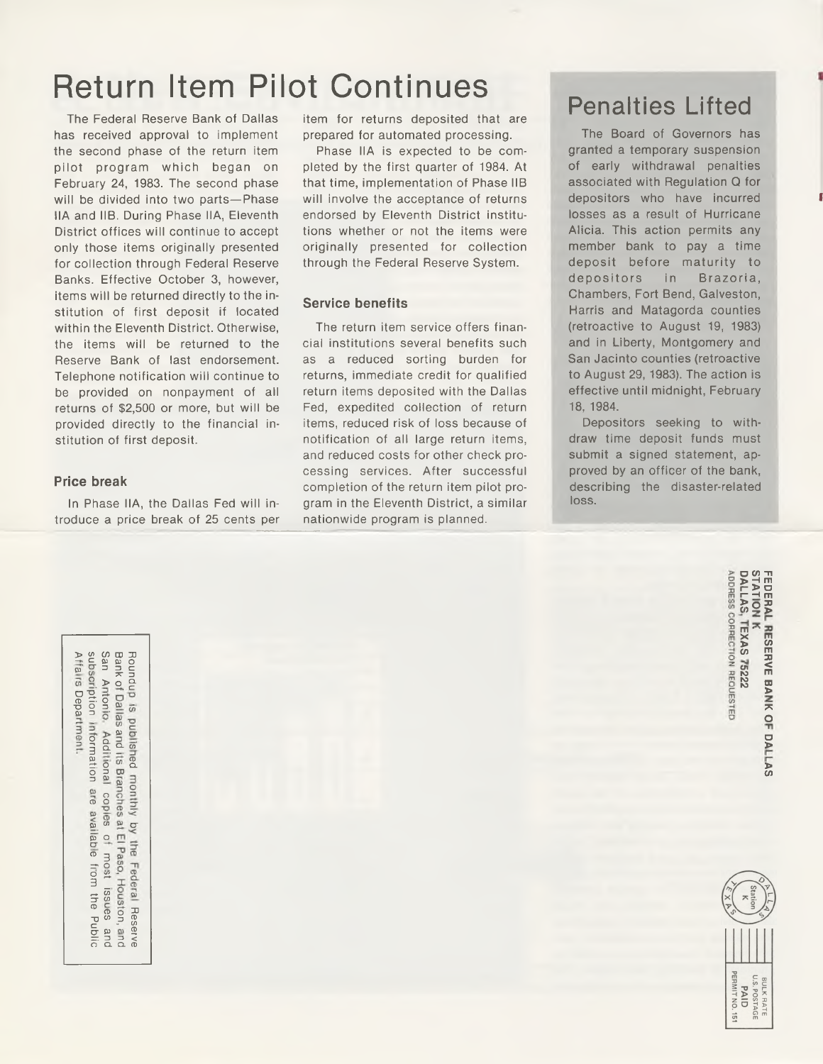# Return Item Pilot Continues

The Federal Reserve Bank of Dallas has received approval to implement the second phase of the return item pilot program which began on February 24, 1983. The second phase will be divided into two parts—Phase IIA and IIB. During Phase IIA, Eleventh District offices will continue to accept only those items originally presented for collection through Federal Reserve Banks. Effective October 3, however, items will be returned directly to the institution of first deposit if located within the Eleventh District. Otherwise, the items will be returned to the Reserve Bank of last endorsement. Telephone notification will continue to be provided on nonpayment of all returns of $2,500 or more, but will be provided directly to the financial institution of first deposit.

### Price break

In Phase IIA, the Dallas Fed will introduce a price break of 25 cents per item for returns deposited that are prepared for automated processing.

Phase IIA is expected to be completed by the first quarter of 1984. At that time, implementation of Phase IIB will involve the acceptance of returns endorsed by Eleventh District institutions whether or not the items were originally presented for collection through the Federal Reserve System.

### Service benefits

The return item service offers financial institutions several benefits such as a reduced sorting burden for returns, immediate credit for qualified return items deposited with the Dallas Fed, expedited collection of return items, reduced risk of loss because of notification of all large return items, and reduced costs for other check processing services. After successful completion of the return item pilot program in the Eleventh District, a similar nationwide program is planned.

# Penalties Lifted

The Board of Governors has granted a temporary suspension of early withdrawal penalties associated with Regulation Q for depositors who have incurred losses as a result of Hurricane Alicia. This action permits any member bank to pay a time deposit before maturity to depositors in Brazoria, Chambers, Fort Bend, Galveston, Harris and Matagorda counties (retroactive to August 19, 1983) and in Liberty, Montgomery and San Jacinto counties (retroactive to August 29, 1983). The action is effective until midnight, February 18, 1984.

Depositors seeking to withdraw time deposit funds must submit a signed statement, approved by an officer of the bank, describing the disaster-related loss.

Roundup is published monthly by the Federal Reserve Bank of Dallas and its Branches at El Paso, Houston, and San Antonio. Additional copies of most issues and subscription information are available from the Public Affairs Department.

**FEDERAL RESERVE BANK OF DALLAS**
**STATION K**
**DALLAS, TEXAS 75222**
ADDRESS CORRECTION REQUESTED

DALLAS TEXAS Station K

BULK RATE
U.S. POSTAGE
PAID
PERMIT NO. 151